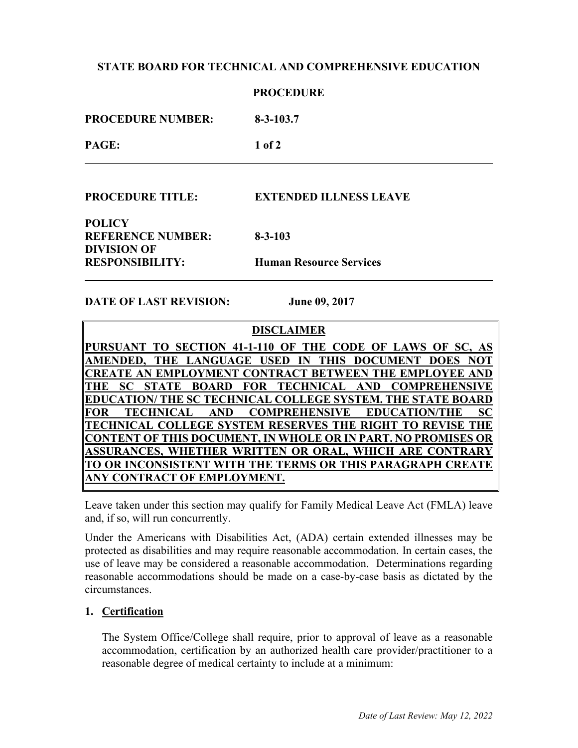**STATE BOARD FOR TECHNICAL AND COMPREHENSIVE EDUCATION**

**PROCEDURE**

| | |
|---|---|
| **PROCEDURE NUMBER:** | **8-3-103.7** |
| **PROCEDURE TITLE:** | **EXTENDED ILLNESS LEAVE** |
| **POLICY REFERENCE NUMBER:** | **8-3-103** |
| **DIVISION OF RESPONSIBILITY:** | **Human Resource Services** |

**DATE OF LAST REVISION:** **June 09, 2017**

**DISCLAIMER**

**PURSUANT TO SECTION 41-1-110 OF THE CODE OF LAWS OF SC, AS AMENDED, THE LANGUAGE USED IN THIS DOCUMENT DOES NOT CREATE AN EMPLOYMENT CONTRACT BETWEEN THE EMPLOYEE AND THE SC STATE BOARD FOR TECHNICAL AND COMPREHENSIVE EDUCATION/ THE SC TECHNICAL COLLEGE SYSTEM. THE STATE BOARD FOR TECHNICAL AND COMPREHENSIVE EDUCATION/THE SC TECHNICAL COLLEGE SYSTEM RESERVES THE RIGHT TO REVISE THE CONTENT OF THIS DOCUMENT, IN WHOLE OR IN PART. NO PROMISES OR ASSURANCES, WHETHER WRITTEN OR ORAL, WHICH ARE CONTRARY TO OR INCONSISTENT WITH THE TERMS OR THIS PARAGRAPH CREATE ANY CONTRACT OF EMPLOYMENT.**

Leave taken under this section may qualify for Family Medical Leave Act (FMLA) leave and, if so, will run concurrently.

Under the Americans with Disabilities Act, (ADA) certain extended illnesses may be protected as disabilities and may require reasonable accommodation. In certain cases, the use of leave may be considered a reasonable accommodation. Determinations regarding reasonable accommodations should be made on a case-by-case basis as dictated by the circumstances.

## 1. Certification

The System Office/College shall require, prior to approval of leave as a reasonable accommodation, certification by an authorized health care provider/practitioner to a reasonable degree of medical certainty to include at a minimum:

*Date of Last Review: May 12, 2022*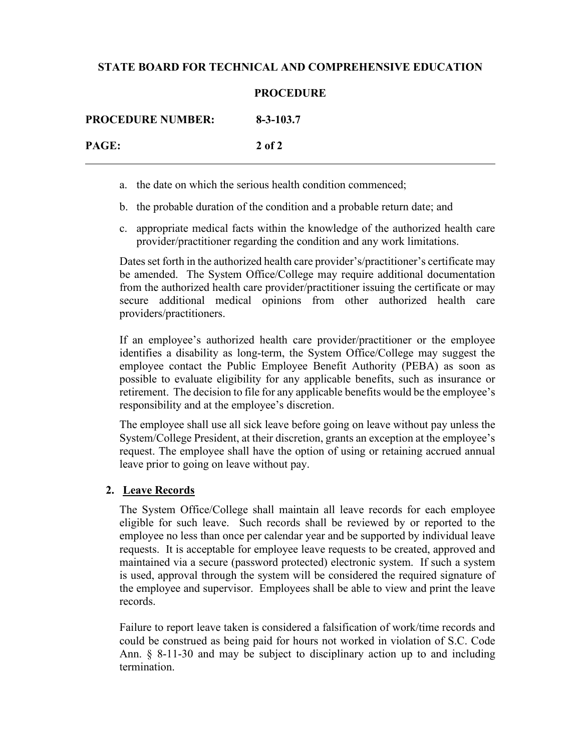a. the date on which the serious health condition commenced;

b. the probable duration of the condition and a probable return date; and

c. appropriate medical facts within the knowledge of the authorized health care provider/practitioner regarding the condition and any work limitations.

Dates set forth in the authorized health care provider's/practitioner's certificate may be amended. The System Office/College may require additional documentation from the authorized health care provider/practitioner issuing the certificate or may secure additional medical opinions from other authorized health care providers/practitioners.

If an employee's authorized health care provider/practitioner or the employee identifies a disability as long-term, the System Office/College may suggest the employee contact the Public Employee Benefit Authority (PEBA) as soon as possible to evaluate eligibility for any applicable benefits, such as insurance or retirement. The decision to file for any applicable benefits would be the employee's responsibility and at the employee's discretion.

The employee shall use all sick leave before going on leave without pay unless the System/College President, at their discretion, grants an exception at the employee's request. The employee shall have the option of using or retaining accrued annual leave prior to going on leave without pay.

**2. <u>Leave Records</u>**

The System Office/College shall maintain all leave records for each employee eligible for such leave. Such records shall be reviewed by or reported to the employee no less than once per calendar year and be supported by individual leave requests. It is acceptable for employee leave requests to be created, approved and maintained via a secure (password protected) electronic system. If such a system is used, approval through the system will be considered the required signature of the employee and supervisor. Employees shall be able to view and print the leave records.

Failure to report leave taken is considered a falsification of work/time records and could be construed as being paid for hours not worked in violation of S.C. Code Ann. § 8-11-30 and may be subject to disciplinary action up to and including termination.